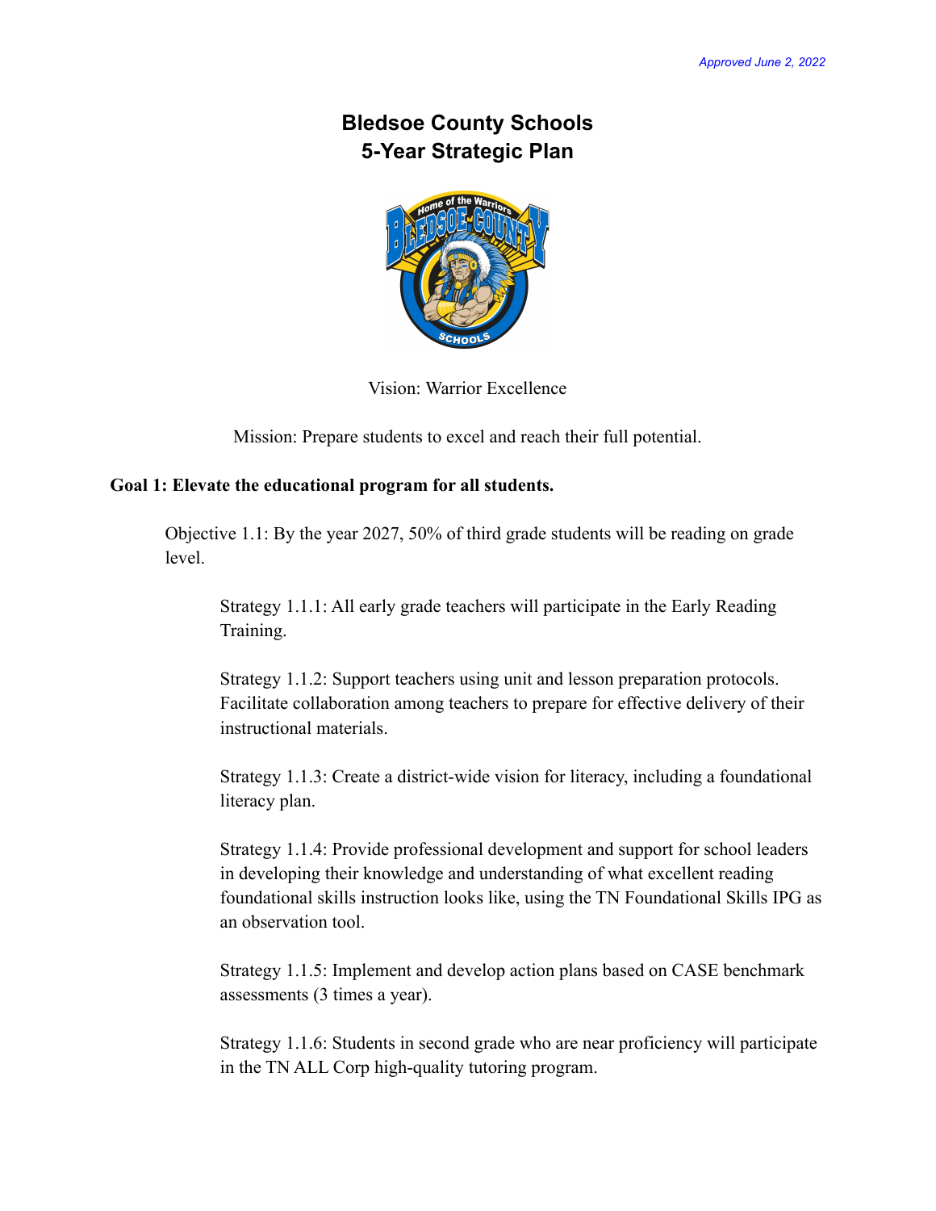*Approved June 2, 2022*

# Bledsoe County Schools
# 5-Year Strategic Plan

Vision: Warrior Excellence

Mission: Prepare students to excel and reach their full potential.

## Goal 1: Elevate the educational program for all students.

Objective 1.1: By the year 2027, 50% of third grade students will be reading on grade level.

Strategy 1.1.1: All early grade teachers will participate in the Early Reading Training.

Strategy 1.1.2: Support teachers using unit and lesson preparation protocols. Facilitate collaboration among teachers to prepare for effective delivery of their instructional materials.

Strategy 1.1.3: Create a district-wide vision for literacy, including a foundational literacy plan.

Strategy 1.1.4: Provide professional development and support for school leaders in developing their knowledge and understanding of what excellent reading foundational skills instruction looks like, using the TN Foundational Skills IPG as an observation tool.

Strategy 1.1.5: Implement and develop action plans based on CASE benchmark assessments (3 times a year).

Strategy 1.1.6: Students in second grade who are near proficiency will participate in the TN ALL Corp high-quality tutoring program.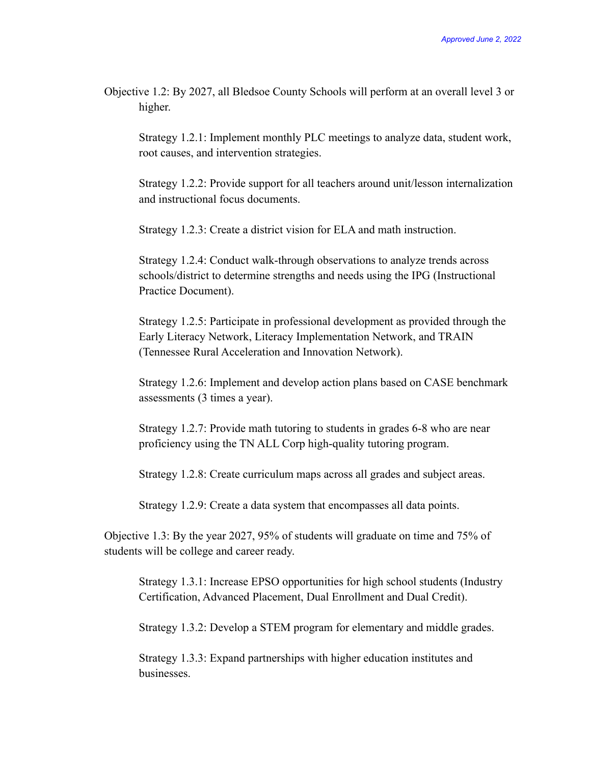*Approved June 2, 2022*

Objective 1.2: By 2027, all Bledsoe County Schools will perform at an overall level 3 or higher.

Strategy 1.2.1: Implement monthly PLC meetings to analyze data, student work, root causes, and intervention strategies.

Strategy 1.2.2: Provide support for all teachers around unit/lesson internalization and instructional focus documents.

Strategy 1.2.3: Create a district vision for ELA and math instruction.

Strategy 1.2.4: Conduct walk-through observations to analyze trends across schools/district to determine strengths and needs using the IPG (Instructional Practice Document).

Strategy 1.2.5: Participate in professional development as provided through the Early Literacy Network, Literacy Implementation Network, and TRAIN (Tennessee Rural Acceleration and Innovation Network).

Strategy 1.2.6: Implement and develop action plans based on CASE benchmark assessments (3 times a year).

Strategy 1.2.7: Provide math tutoring to students in grades 6-8 who are near proficiency using the TN ALL Corp high-quality tutoring program.

Strategy 1.2.8: Create curriculum maps across all grades and subject areas.

Strategy 1.2.9: Create a data system that encompasses all data points.

Objective 1.3: By the year 2027, 95% of students will graduate on time and 75% of students will be college and career ready.

Strategy 1.3.1: Increase EPSO opportunities for high school students (Industry Certification, Advanced Placement, Dual Enrollment and Dual Credit).

Strategy 1.3.2: Develop a STEM program for elementary and middle grades.

Strategy 1.3.3: Expand partnerships with higher education institutes and businesses.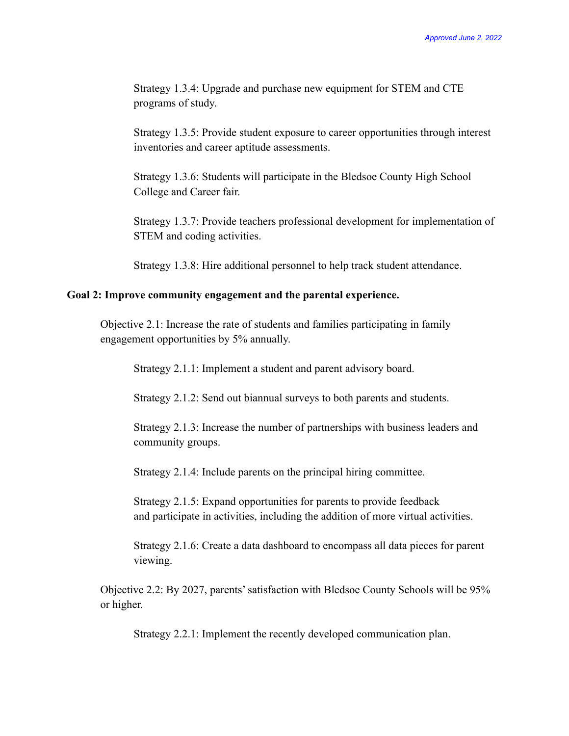Strategy 1.3.4: Upgrade and purchase new equipment for STEM and CTE programs of study.

Strategy 1.3.5: Provide student exposure to career opportunities through interest inventories and career aptitude assessments.

Strategy 1.3.6: Students will participate in the Bledsoe County High School College and Career fair.

Strategy 1.3.7: Provide teachers professional development for implementation of STEM and coding activities.

Strategy 1.3.8: Hire additional personnel to help track student attendance.

**Goal 2: Improve community engagement and the parental experience.**

Objective 2.1: Increase the rate of students and families participating in family engagement opportunities by 5% annually.

Strategy 2.1.1: Implement a student and parent advisory board.

Strategy 2.1.2: Send out biannual surveys to both parents and students.

Strategy 2.1.3: Increase the number of partnerships with business leaders and community groups.

Strategy 2.1.4: Include parents on the principal hiring committee.

Strategy 2.1.5: Expand opportunities for parents to provide feedback and participate in activities, including the addition of more virtual activities.

Strategy 2.1.6: Create a data dashboard to encompass all data pieces for parent viewing.

Objective 2.2: By 2027, parents' satisfaction with Bledsoe County Schools will be 95% or higher.

Strategy 2.2.1: Implement the recently developed communication plan.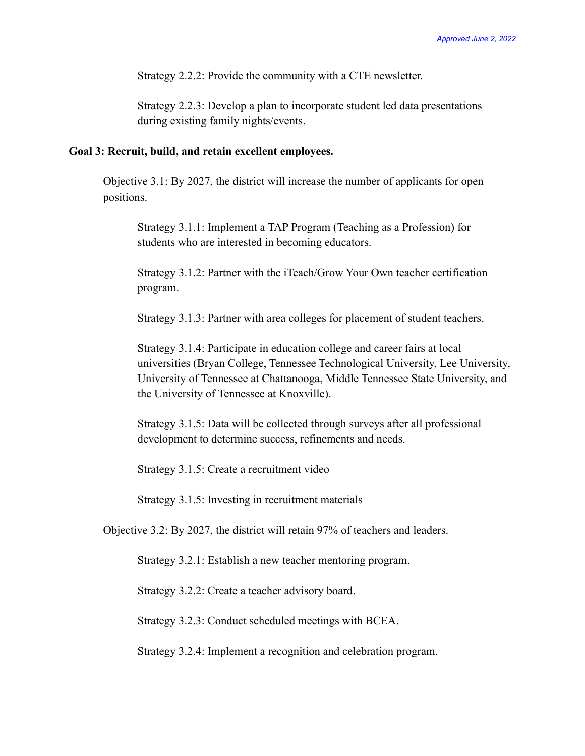Strategy 2.2.2: Provide the community with a CTE newsletter.

Strategy 2.2.3: Develop a plan to incorporate student led data presentations during existing family nights/events.

**Goal 3: Recruit, build, and retain excellent employees.**

Objective 3.1: By 2027, the district will increase the number of applicants for open positions.

Strategy 3.1.1: Implement a TAP Program (Teaching as a Profession) for students who are interested in becoming educators.

Strategy 3.1.2: Partner with the iTeach/Grow Your Own teacher certification program.

Strategy 3.1.3: Partner with area colleges for placement of student teachers.

Strategy 3.1.4: Participate in education college and career fairs at local universities (Bryan College, Tennessee Technological University, Lee University, University of Tennessee at Chattanooga, Middle Tennessee State University, and the University of Tennessee at Knoxville).

Strategy 3.1.5: Data will be collected through surveys after all professional development to determine success, refinements and needs.

Strategy 3.1.5: Create a recruitment video

Strategy 3.1.5: Investing in recruitment materials

Objective 3.2: By 2027, the district will retain 97% of teachers and leaders.

Strategy 3.2.1: Establish a new teacher mentoring program.

Strategy 3.2.2: Create a teacher advisory board.

Strategy 3.2.3: Conduct scheduled meetings with BCEA.

Strategy 3.2.4: Implement a recognition and celebration program.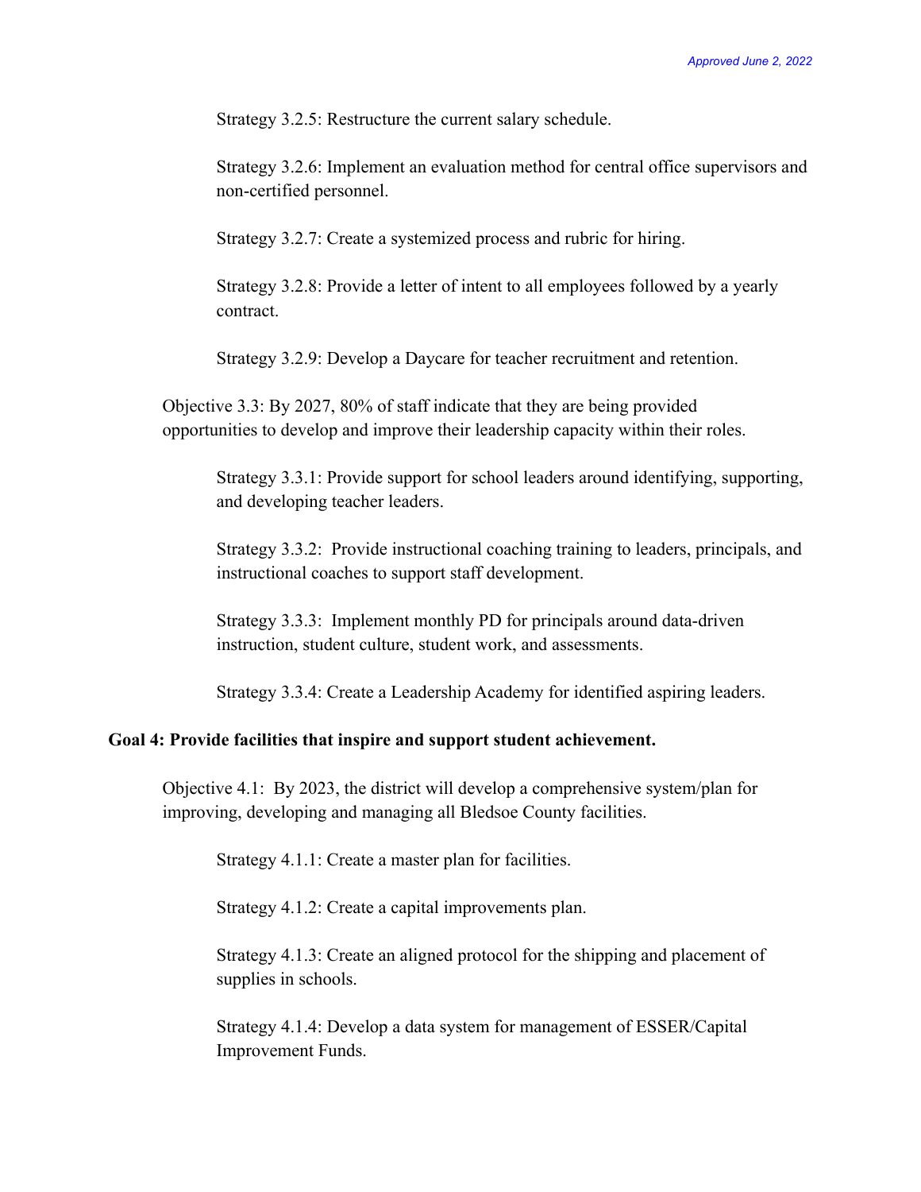Strategy 3.2.5: Restructure the current salary schedule.

Strategy 3.2.6: Implement an evaluation method for central office supervisors and non-certified personnel.

Strategy 3.2.7: Create a systemized process and rubric for hiring.

Strategy 3.2.8: Provide a letter of intent to all employees followed by a yearly contract.

Strategy 3.2.9: Develop a Daycare for teacher recruitment and retention.

Objective 3.3: By 2027, 80% of staff indicate that they are being provided opportunities to develop and improve their leadership capacity within their roles.

Strategy 3.3.1: Provide support for school leaders around identifying, supporting, and developing teacher leaders.

Strategy 3.3.2: Provide instructional coaching training to leaders, principals, and instructional coaches to support staff development.

Strategy 3.3.3: Implement monthly PD for principals around data-driven instruction, student culture, student work, and assessments.

Strategy 3.3.4: Create a Leadership Academy for identified aspiring leaders.

**Goal 4: Provide facilities that inspire and support student achievement.**

Objective 4.1: By 2023, the district will develop a comprehensive system/plan for improving, developing and managing all Bledsoe County facilities.

Strategy 4.1.1: Create a master plan for facilities.

Strategy 4.1.2: Create a capital improvements plan.

Strategy 4.1.3: Create an aligned protocol for the shipping and placement of supplies in schools.

Strategy 4.1.4: Develop a data system for management of ESSER/Capital Improvement Funds.